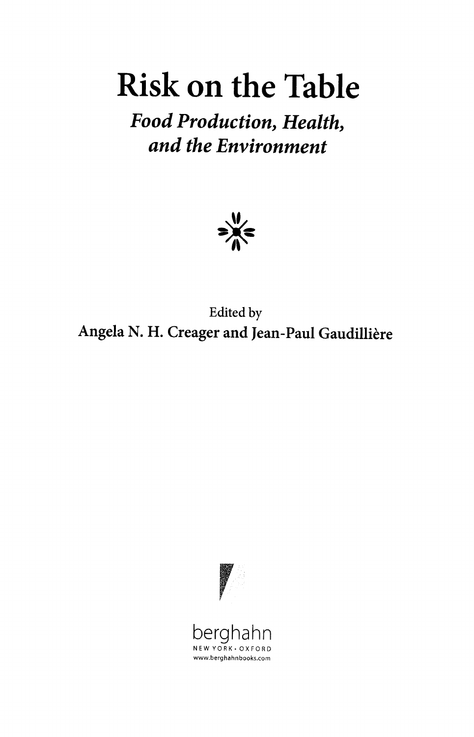# Risk on the Table

## *Food Production, Health, and the Environment*

Edited by

**Angela N. H. Creager and Jean-Paul Gaudillière**

berghahn

NEW YORK • OXFORD

www.berghahnbooks.com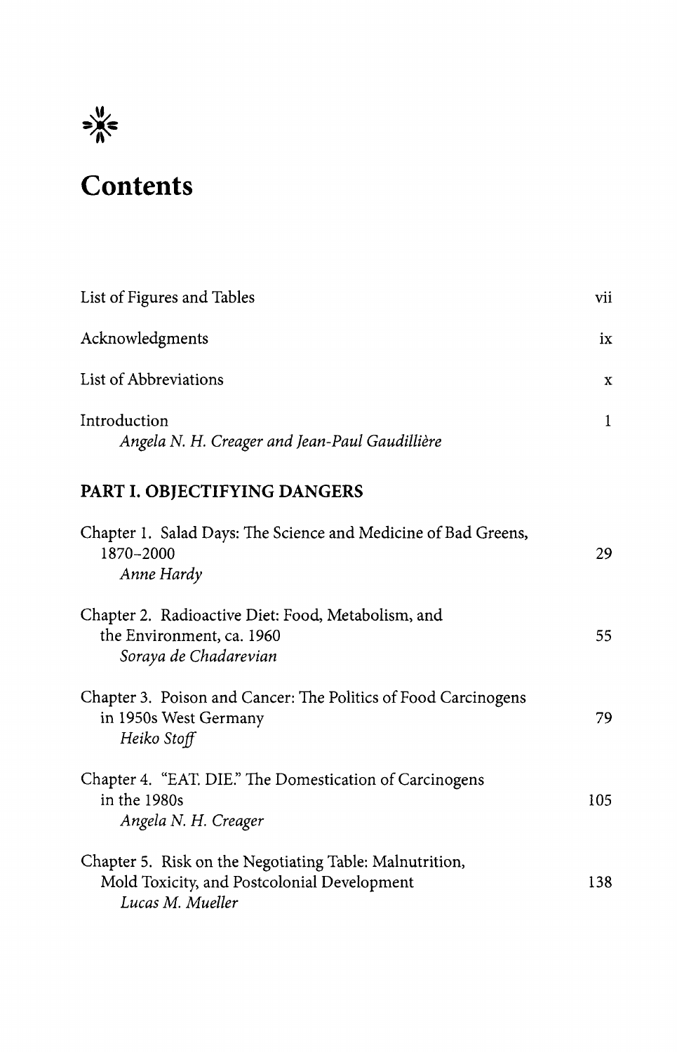# Contents

List of Figures and Tables vii

Acknowledgments ix

List of Abbreviations x

Introduction 1
*Angela N. H. Creager and Jean-Paul Gaudillière*

## PART I. OBJECTIFYING DANGERS

Chapter 1. Salad Days: The Science and Medicine of Bad Greens, 1870–2000 29
*Anne Hardy*

Chapter 2. Radioactive Diet: Food, Metabolism, and the Environment, ca. 1960 55
*Soraya de Chadarevian*

Chapter 3. Poison and Cancer: The Politics of Food Carcinogens in 1950s West Germany 79
*Heiko Stoff*

Chapter 4. "EAT. DIE." The Domestication of Carcinogens in the 1980s 105
*Angela N. H. Creager*

Chapter 5. Risk on the Negotiating Table: Malnutrition, Mold Toxicity, and Postcolonial Development 138
*Lucas M. Mueller*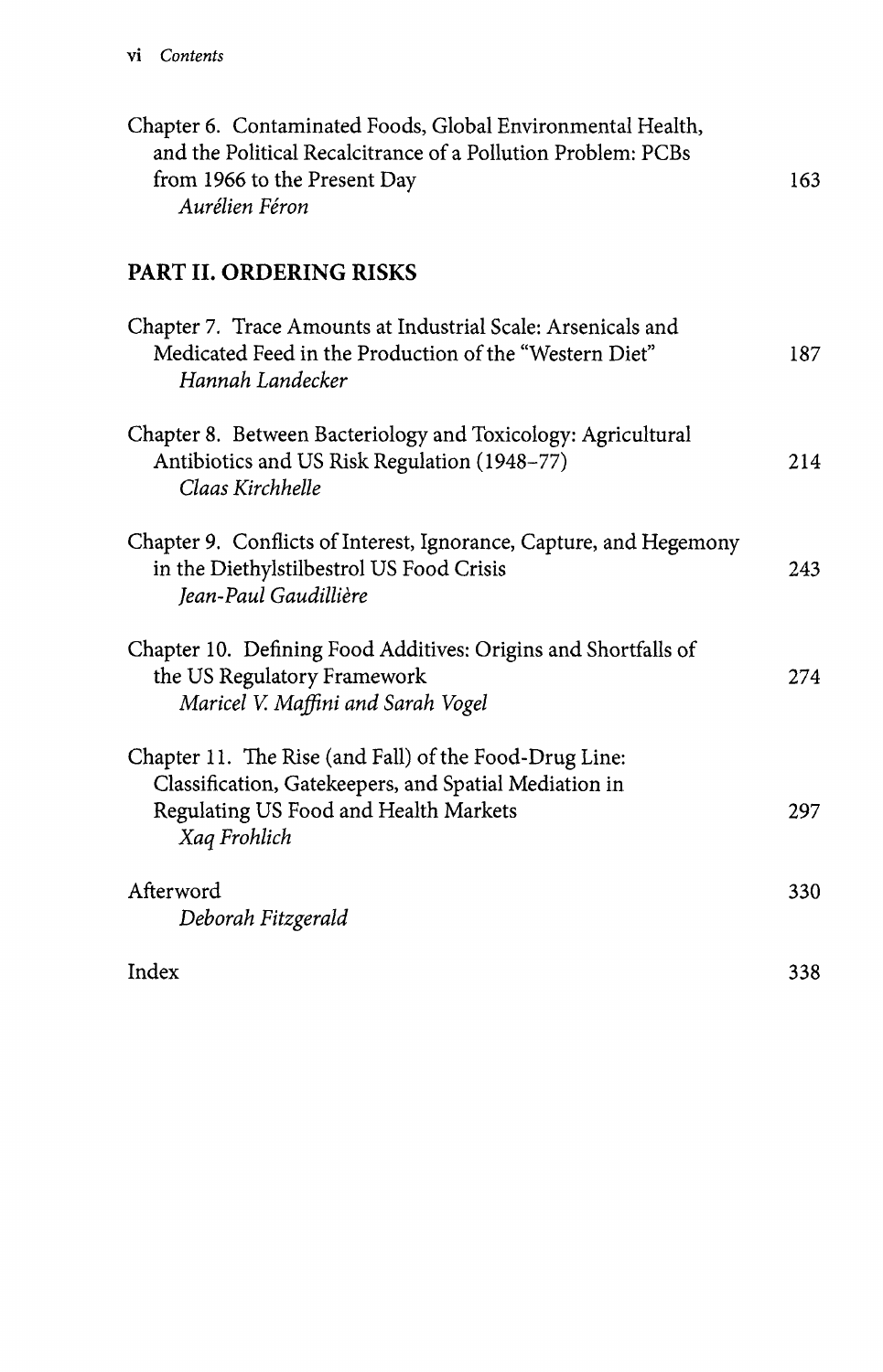Chapter 6. Contaminated Foods, Global Environmental Health, and the Political Recalcitrance of a Pollution Problem: PCBs from 1966 to the Present Day — 163
*Aurélien Féron*

## PART II. ORDERING RISKS

Chapter 7. Trace Amounts at Industrial Scale: Arsenicals and Medicated Feed in the Production of the "Western Diet" — 187
*Hannah Landecker*

Chapter 8. Between Bacteriology and Toxicology: Agricultural Antibiotics and US Risk Regulation (1948–77) — 214
*Claas Kirchhelle*

Chapter 9. Conflicts of Interest, Ignorance, Capture, and Hegemony in the Diethylstilbestrol US Food Crisis — 243
*Jean-Paul Gaudillière*

Chapter 10. Defining Food Additives: Origins and Shortfalls of the US Regulatory Framework — 274
*Maricel V. Maffini and Sarah Vogel*

Chapter 11. The Rise (and Fall) of the Food-Drug Line: Classification, Gatekeepers, and Spatial Mediation in Regulating US Food and Health Markets — 297
*Xaq Frohlich*

Afterword — 330
*Deborah Fitzgerald*

Index — 338